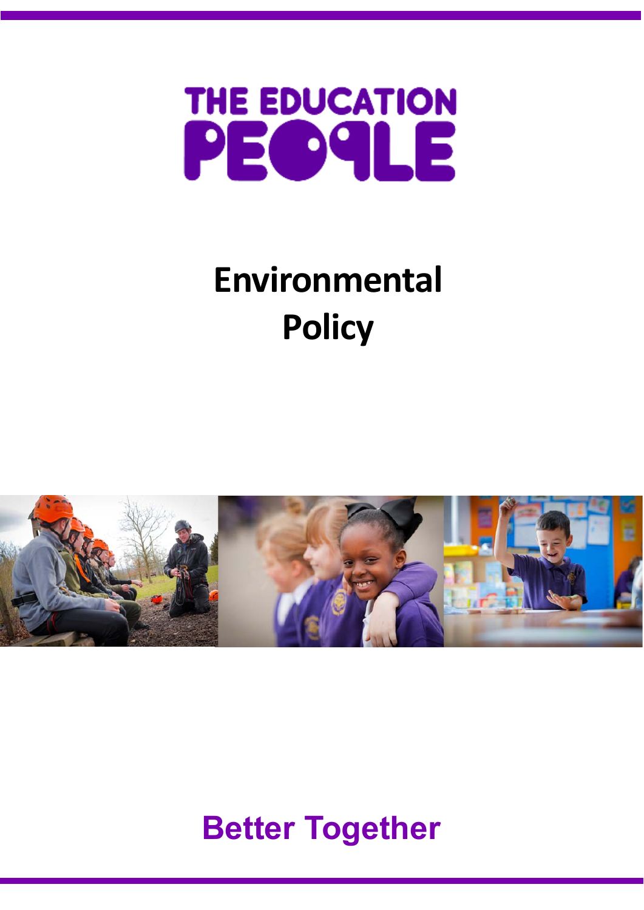THE EDUCATION PEOPLE

# Environmental Policy

**Better Together**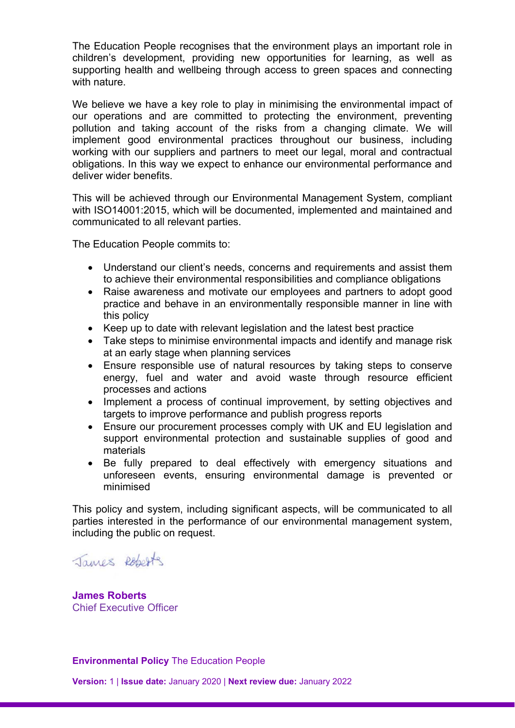The Education People recognises that the environment plays an important role in children's development, providing new opportunities for learning, as well as supporting health and wellbeing through access to green spaces and connecting with nature.

We believe we have a key role to play in minimising the environmental impact of our operations and are committed to protecting the environment, preventing pollution and taking account of the risks from a changing climate. We will implement good environmental practices throughout our business, including working with our suppliers and partners to meet our legal, moral and contractual obligations. In this way we expect to enhance our environmental performance and deliver wider benefits.

This will be achieved through our Environmental Management System, compliant with ISO14001:2015, which will be documented, implemented and maintained and communicated to all relevant parties.

The Education People commits to:

- Understand our client's needs, concerns and requirements and assist them to achieve their environmental responsibilities and compliance obligations
- Raise awareness and motivate our employees and partners to adopt good practice and behave in an environmentally responsible manner in line with this policy
- Keep up to date with relevant legislation and the latest best practice
- Take steps to minimise environmental impacts and identify and manage risk at an early stage when planning services
- Ensure responsible use of natural resources by taking steps to conserve energy, fuel and water and avoid waste through resource efficient processes and actions
- Implement a process of continual improvement, by setting objectives and targets to improve performance and publish progress reports
- Ensure our procurement processes comply with UK and EU legislation and support environmental protection and sustainable supplies of good and materials
- Be fully prepared to deal effectively with emergency situations and unforeseen events, ensuring environmental damage is prevented or minimised

This policy and system, including significant aspects, will be communicated to all parties interested in the performance of our environmental management system, including the public on request.

James Roberts

**James Roberts**
Chief Executive Officer

**Environmental Policy** The Education People

**Version:** 1 | **Issue date:** January 2020 | **Next review due:** January 2022